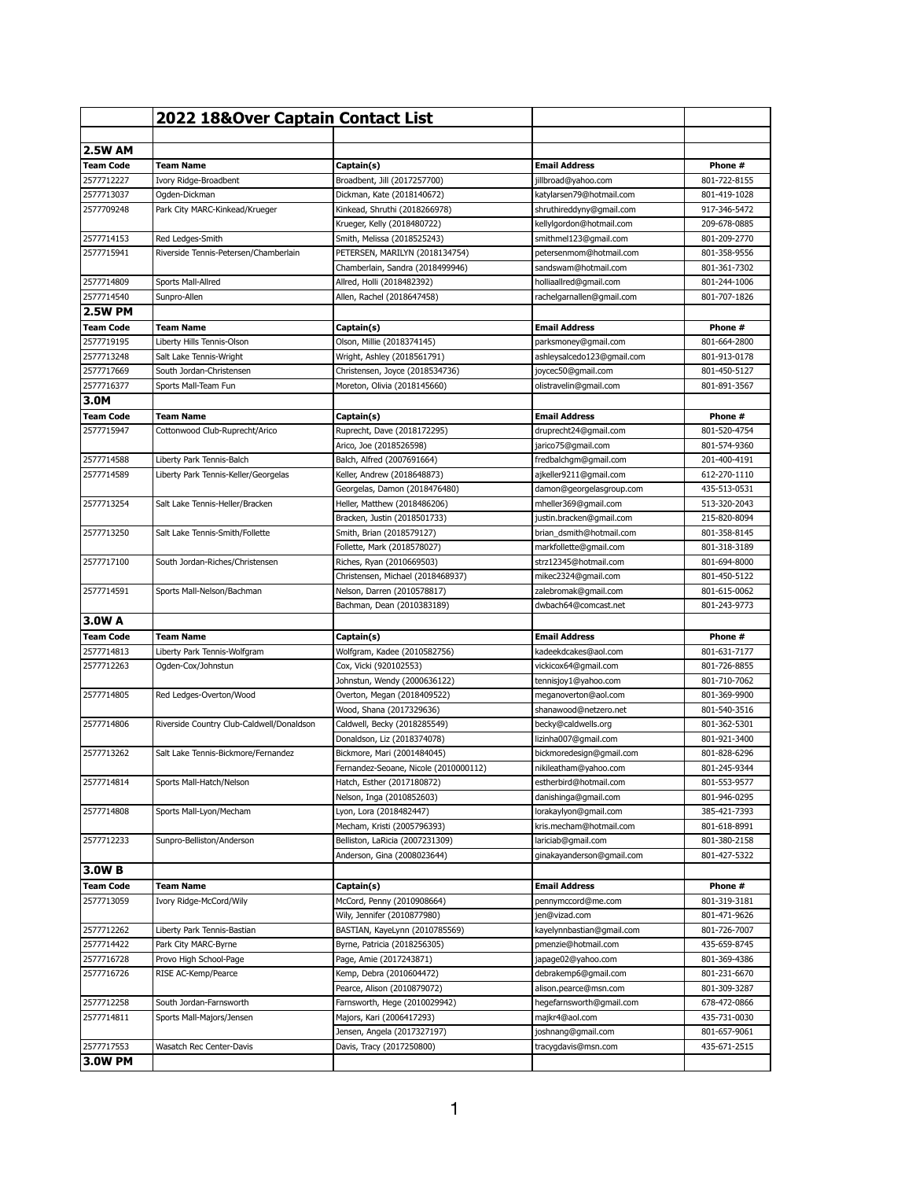## 2022 18&Over Captain Contact List

| Team Code | Team Name | Captain(s) | Email Address | Phone # |
|---|---|---|---|---|
| **2.5W AM** | | | | |
| **Team Code** | **Team Name** | **Captain(s)** | **Email Address** | **Phone #** |
| 2577712227 | Ivory Ridge-Broadbent | Broadbent, Jill (2017257700) | jillbroad@yahoo.com | 801-722-8155 |
| 2577713037 | Ogden-Dickman | Dickman, Kate (2018140672) | katylarsen79@hotmail.com | 801-419-1028 |
| 2577709248 | Park City MARC-Kinkead/Krueger | Kinkead, Shruthi (2018266978) | shruthireddyny@gmail.com | 917-346-5472 |
| | | Krueger, Kelly (2018480722) | kellylgordon@hotmail.com | 209-678-0885 |
| 2577714153 | Red Ledges-Smith | Smith, Melissa (2018525243) | smithmel123@gmail.com | 801-209-2770 |
| 2577715941 | Riverside Tennis-Petersen/Chamberlain | PETERSEN, MARILYN (2018134754) | petersenmom@hotmail.com | 801-358-9556 |
| | | Chamberlain, Sandra (2018499946) | sandswam@hotmail.com | 801-361-7302 |
| 2577714809 | Sports Mall-Allred | Allred, Holli (2018482392) | holliaallred@gmail.com | 801-244-1006 |
| 2577714540 | Sunpro-Allen | Allen, Rachel (2018647458) | rachelgarnallen@gmail.com | 801-707-1826 |
| **2.5W PM** | | | | |
| **Team Code** | **Team Name** | **Captain(s)** | **Email Address** | **Phone #** |
| 2577719195 | Liberty Hills Tennis-Olson | Olson, Millie (2018374145) | parksmoney@gmail.com | 801-664-2800 |
| 2577713248 | Salt Lake Tennis-Wright | Wright, Ashley (2018561791) | ashleysalcedo123@gmail.com | 801-913-0178 |
| 2577717669 | South Jordan-Christensen | Christensen, Joyce (2018534736) | joycec50@gmail.com | 801-450-5127 |
| 2577716377 | Sports Mall-Team Fun | Moreton, Olivia (2018145660) | olistravelin@gmail.com | 801-891-3567 |
| **3.0M** | | | | |
| **Team Code** | **Team Name** | **Captain(s)** | **Email Address** | **Phone #** |
| 2577715947 | Cottonwood Club-Ruprecht/Arico | Ruprecht, Dave (2018172295) | druprecht24@gmail.com | 801-520-4754 |
| | | Arico, Joe (2018526598) | jarico75@gmail.com | 801-574-9360 |
| 2577714588 | Liberty Park Tennis-Balch | Balch, Alfred (2007691664) | fredbalchgm@gmail.com | 201-400-4191 |
| 2577714589 | Liberty Park Tennis-Keller/Georgelas | Keller, Andrew (2018648873) | ajkeller9211@gmail.com | 612-270-1110 |
| | | Georgelas, Damon (2018476480) | damon@georgelasgroup.com | 435-513-0531 |
| 2577713254 | Salt Lake Tennis-Heller/Bracken | Heller, Matthew (2018486206) | mheller369@gmail.com | 513-320-2043 |
| | | Bracken, Justin (2018501733) | justin.bracken@gmail.com | 215-820-8094 |
| 2577713250 | Salt Lake Tennis-Smith/Follette | Smith, Brian (2018579127) | brian_dsmith@hotmail.com | 801-358-8145 |
| | | Follette, Mark (2018578027) | markfollette@gmail.com | 801-318-3189 |
| 2577717100 | South Jordan-Riches/Christensen | Riches, Ryan (2010669503) | strz12345@hotmail.com | 801-694-8000 |
| | | Christensen, Michael (2018468937) | mikec2324@gmail.com | 801-450-5122 |
| 2577714591 | Sports Mall-Nelson/Bachman | Nelson, Darren (2010578817) | zalebromak@gmail.com | 801-615-0062 |
| | | Bachman, Dean (2010383189) | dwbach64@comcast.net | 801-243-9773 |
| **3.0W A** | | | | |
| **Team Code** | **Team Name** | **Captain(s)** | **Email Address** | **Phone #** |
| 2577714813 | Liberty Park Tennis-Wolfgram | Wolfgram, Kadee (2010582756) | kadeekdcakes@aol.com | 801-631-7177 |
| 2577712263 | Ogden-Cox/Johnstun | Cox, Vicki (920102553) | vickicox64@gmail.com | 801-726-8855 |
| | | Johnstun, Wendy (2000636122) | tennisjoy1@yahoo.com | 801-710-7062 |
| 2577714805 | Red Ledges-Overton/Wood | Overton, Megan (2018409522) | meganoverton@aol.com | 801-369-9900 |
| | | Wood, Shana (2017329636) | shanawood@netzero.net | 801-540-3516 |
| 2577714806 | Riverside Country Club-Caldwell/Donaldson | Caldwell, Becky (2018285549) | becky@caldwells.org | 801-362-5301 |
| | | Donaldson, Liz (2018374078) | lizinha007@gmail.com | 801-921-3400 |
| 2577713262 | Salt Lake Tennis-Bickmore/Fernandez | Bickmore, Mari (2001484045) | bickmoredesign@gmail.com | 801-828-6296 |
| | | Fernandez-Seoane, Nicole (2010000112) | nikileatham@yahoo.com | 801-245-9344 |
| 2577714814 | Sports Mall-Hatch/Nelson | Hatch, Esther (2017180872) | estherbird@hotmail.com | 801-553-9577 |
| | | Nelson, Inga (2010852603) | danishinga@gmail.com | 801-946-0295 |
| 2577714808 | Sports Mall-Lyon/Mecham | Lyon, Lora (2018482447) | lorakaylyon@gmail.com | 385-421-7393 |
| | | Mecham, Kristi (2005796393) | kris.mecham@hotmail.com | 801-618-8991 |
| 2577712233 | Sunpro-Belliston/Anderson | Belliston, LaRicia (2007231309) | lariciab@gmail.com | 801-380-2158 |
| | | Anderson, Gina (2008023644) | ginakayanderson@gmail.com | 801-427-5322 |
| **3.0W B** | | | | |
| **Team Code** | **Team Name** | **Captain(s)** | **Email Address** | **Phone #** |
| 2577713059 | Ivory Ridge-McCord/Wily | McCord, Penny (2010908664) | pennymccord@me.com | 801-319-3181 |
| | | Wily, Jennifer (2010877980) | jen@vizad.com | 801-471-9626 |
| 2577712262 | Liberty Park Tennis-Bastian | BASTIAN, KayeLynn (2010785569) | kayelynnbastian@gmail.com | 801-726-7007 |
| 2577714422 | Park City MARC-Byrne | Byrne, Patricia (2018256305) | pmenzie@hotmail.com | 435-659-8745 |
| 2577716728 | Provo High School-Page | Page, Amie (2017243871) | japage02@yahoo.com | 801-369-4386 |
| 2577716726 | RISE AC-Kemp/Pearce | Kemp, Debra (2010604472) | debrakemp6@gmail.com | 801-231-6670 |
| | | Pearce, Alison (2010879072) | alison.pearce@msn.com | 801-309-3287 |
| 2577712258 | South Jordan-Farnsworth | Farnsworth, Hege (2010029942) | hegefarnsworth@gmail.com | 678-472-0866 |
| 2577714811 | Sports Mall-Majors/Jensen | Majors, Kari (2006417293) | majkr4@aol.com | 435-731-0030 |
| | | Jensen, Angela (2017327197) | joshnang@gmail.com | 801-657-9061 |
| 2577717553 | Wasatch Rec Center-Davis | Davis, Tracy (2017250800) | tracygdavis@msn.com | 435-671-2515 |
| **3.0W PM** | | | | |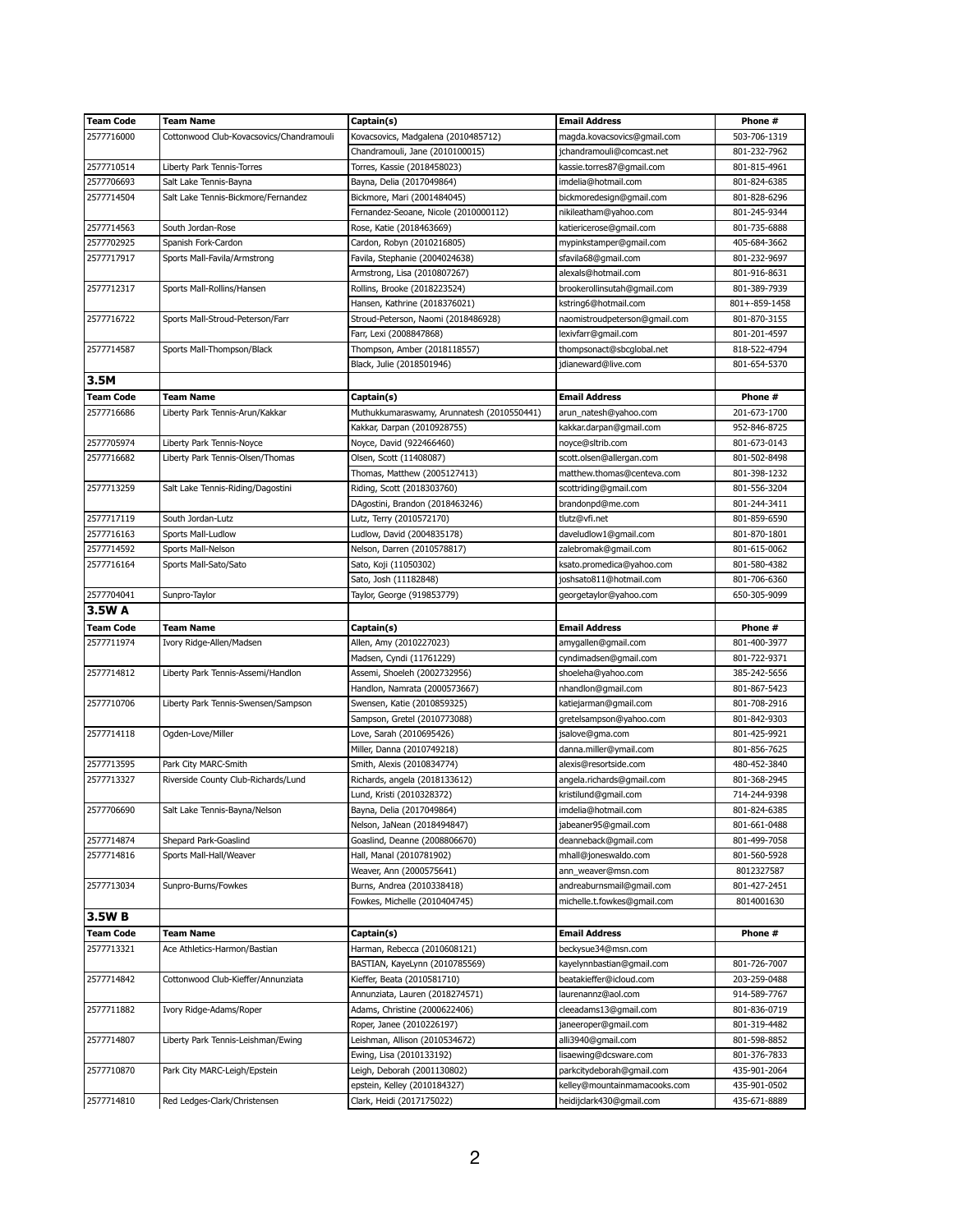| Team Code | Team Name | Captain(s) | Email Address | Phone # |
|---|---|---|---|---|
| 2577716000 | Cottonwood Club-Kovacsovics/Chandramouli | Kovacsovics, Madgalena (2010485712) | magda.kovacsovics@gmail.com | 503-706-1319 |
| | | Chandramouli, Jane (2010100015) | jchandramouli@comcast.net | 801-232-7962 |
| 2577710514 | Liberty Park Tennis-Torres | Torres, Kassie (2018458023) | kassie.torres87@gmail.com | 801-815-4961 |
| 2577706693 | Salt Lake Tennis-Bayna | Bayna, Delia (2017049864) | imdelia@hotmail.com | 801-824-6385 |
| 2577714504 | Salt Lake Tennis-Bickmore/Fernandez | Bickmore, Mari (2001484045) | bickmoredesign@gmail.com | 801-828-6296 |
| | | Fernandez-Seoane, Nicole (2010000112) | nikileatham@yahoo.com | 801-245-9344 |
| 2577714563 | South Jordan-Rose | Rose, Katie (2018463669) | katiericerose@gmail.com | 801-735-6888 |
| 2577702925 | Spanish Fork-Cardon | Cardon, Robyn (2010216805) | mypinkstamper@gmail.com | 405-684-3662 |
| 2577717917 | Sports Mall-Favila/Armstrong | Favila, Stephanie (2004024638) | sfavila68@gmail.com | 801-232-9697 |
| | | Armstrong, Lisa (2010807267) | alexals@hotmail.com | 801-916-8631 |
| 2577712317 | Sports Mall-Rollins/Hansen | Rollins, Brooke (2018223524) | brookerollinsutah@gmail.com | 801-389-7939 |
| | | Hansen, Kathrine (2018376021) | kstring6@hotmail.com | 801+-859-1458 |
| 2577716722 | Sports Mall-Stroud-Peterson/Farr | Stroud-Peterson, Naomi (2018486928) | naomistroudpeterson@gmail.com | 801-870-3155 |
| | | Farr, Lexi (2008847868) | lexivfarr@gmail.com | 801-201-4597 |
| 2577714587 | Sports Mall-Thompson/Black | Thompson, Amber (2018118557) | thompsonact@sbcglobal.net | 818-522-4794 |
| | | Black, Julie (2018501946) | jdianeward@live.com | 801-654-5370 |

## 3.5M

| Team Code | Team Name | Captain(s) | Email Address | Phone # |
|---|---|---|---|---|
| 2577716686 | Liberty Park Tennis-Arun/Kakkar | Muthukkumaraswamy, Arunnatesh (2010550441) | arun_natesh@yahoo.com | 201-673-1700 |
| | | Kakkar, Darpan (2010928755) | kakkar.darpan@gmail.com | 952-846-8725 |
| 2577705974 | Liberty Park Tennis-Noyce | Noyce, David (922466460) | noyce@sltrib.com | 801-673-0143 |
| 2577716682 | Liberty Park Tennis-Olsen/Thomas | Olsen, Scott (11408087) | scott.olsen@allergan.com | 801-502-8498 |
| | | Thomas, Matthew (2005127413) | matthew.thomas@centeva.com | 801-398-1232 |
| 2577713259 | Salt Lake Tennis-Riding/Dagostini | Riding, Scott (2018303760) | scottriding@gmail.com | 801-556-3204 |
| | | DAgostini, Brandon (2018463246) | brandonpd@me.com | 801-244-3411 |
| 2577717119 | South Jordan-Lutz | Lutz, Terry (2010572170) | tlutz@vfi.net | 801-859-6590 |
| 2577716163 | Sports Mall-Ludlow | Ludlow, David (2004835178) | daveludlow1@gmail.com | 801-870-1801 |
| 2577714592 | Sports Mall-Nelson | Nelson, Darren (2010578817) | zalebromak@gmail.com | 801-615-0062 |
| 2577716164 | Sports Mall-Sato/Sato | Sato, Koji (11050302) | ksato.promedica@yahoo.com | 801-580-4382 |
| | | Sato, Josh (11182848) | joshsato811@hotmail.com | 801-706-6360 |
| 2577704041 | Sunpro-Taylor | Taylor, George (919853779) | georgetaylor@yahoo.com | 650-305-9099 |

## 3.5W A

| Team Code | Team Name | Captain(s) | Email Address | Phone # |
|---|---|---|---|---|
| 2577711974 | Ivory Ridge-Allen/Madsen | Allen, Amy (2010227023) | amygallen@gmail.com | 801-400-3977 |
| | | Madsen, Cyndi (11761229) | cyndimadsen@gmail.com | 801-722-9371 |
| 2577714812 | Liberty Park Tennis-Assemi/Handlon | Assemi, Shoeleh (2002732956) | shoeleha@yahoo.com | 385-242-5656 |
| | | Handlon, Namrata (2000573667) | nhandlon@gmail.com | 801-867-5423 |
| 2577710706 | Liberty Park Tennis-Swensen/Sampson | Swensen, Katie (2010859325) | katiejarman@gmail.com | 801-708-2916 |
| | | Sampson, Gretel (2010773088) | gretelsampson@yahoo.com | 801-842-9303 |
| 2577714118 | Ogden-Love/Miller | Love, Sarah (2010695426) | jsalove@gma.com | 801-425-9921 |
| | | Miller, Danna (2010749218) | danna.miller@ymail.com | 801-856-7625 |
| 2577713595 | Park City MARC-Smith | Smith, Alexis (2010834774) | alexis@resortside.com | 480-452-3840 |
| 2577713327 | Riverside County Club-Richards/Lund | Richards, angela (2018133612) | angela.richards@gmail.com | 801-368-2945 |
| | | Lund, Kristi (2010328372) | kristilund@gmail.com | 714-244-9398 |
| 2577706690 | Salt Lake Tennis-Bayna/Nelson | Bayna, Delia (2017049864) | imdelia@hotmail.com | 801-824-6385 |
| | | Nelson, JaNean (2018494847) | jabeaner95@gmail.com | 801-661-0488 |
| 2577714874 | Shepard Park-Goaslind | Goaslind, Deanne (2008806670) | deanneback@gmail.com | 801-499-7058 |
| 2577714816 | Sports Mall-Hall/Weaver | Hall, Manal (2010781902) | mhall@joneswaldo.com | 801-560-5928 |
| | | Weaver, Ann (2000575641) | ann_weaver@msn.com | 8012327587 |
| 2577713034 | Sunpro-Burns/Fowkes | Burns, Andrea (2010338418) | andreaburnsmail@gmail.com | 801-427-2451 |
| | | Fowkes, Michelle (2010404745) | michelle.t.fowkes@gmail.com | 8014001630 |

## 3.5W B

| Team Code | Team Name | Captain(s) | Email Address | Phone # |
|---|---|---|---|---|
| 2577713321 | Ace Athletics-Harmon/Bastian | Harman, Rebecca (2010608121) | beckysue34@msn.com | |
| | | BASTIAN, KayeLynn (2010785569) | kayelynnbastian@gmail.com | 801-726-7007 |
| 2577714842 | Cottonwood Club-Kieffer/Annunziata | Kieffer, Beata (2010581710) | beatakieffer@icloud.com | 203-259-0488 |
| | | Annunziata, Lauren (2018274571) | laurenannz@aol.com | 914-589-7767 |
| 2577711882 | Ivory Ridge-Adams/Roper | Adams, Christine (2000622406) | cleeadams13@gmail.com | 801-836-0719 |
| | | Roper, Janee (2010226197) | janeeroper@gmail.com | 801-319-4482 |
| 2577714807 | Liberty Park Tennis-Leishman/Ewing | Leishman, Allison (2010534672) | alli3940@gmail.com | 801-598-8852 |
| | | Ewing, Lisa (2010133192) | lisaewing@dcsware.com | 801-376-7833 |
| 2577710870 | Park City MARC-Leigh/Epstein | Leigh, Deborah (2001130802) | parkcitydeborah@gmail.com | 435-901-2064 |
| | | epstein, Kelley (2010184327) | kelley@mountainmamacooks.com | 435-901-0502 |
| 2577714810 | Red Ledges-Clark/Christensen | Clark, Heidi (2017175022) | heidijclark430@gmail.com | 435-671-8889 |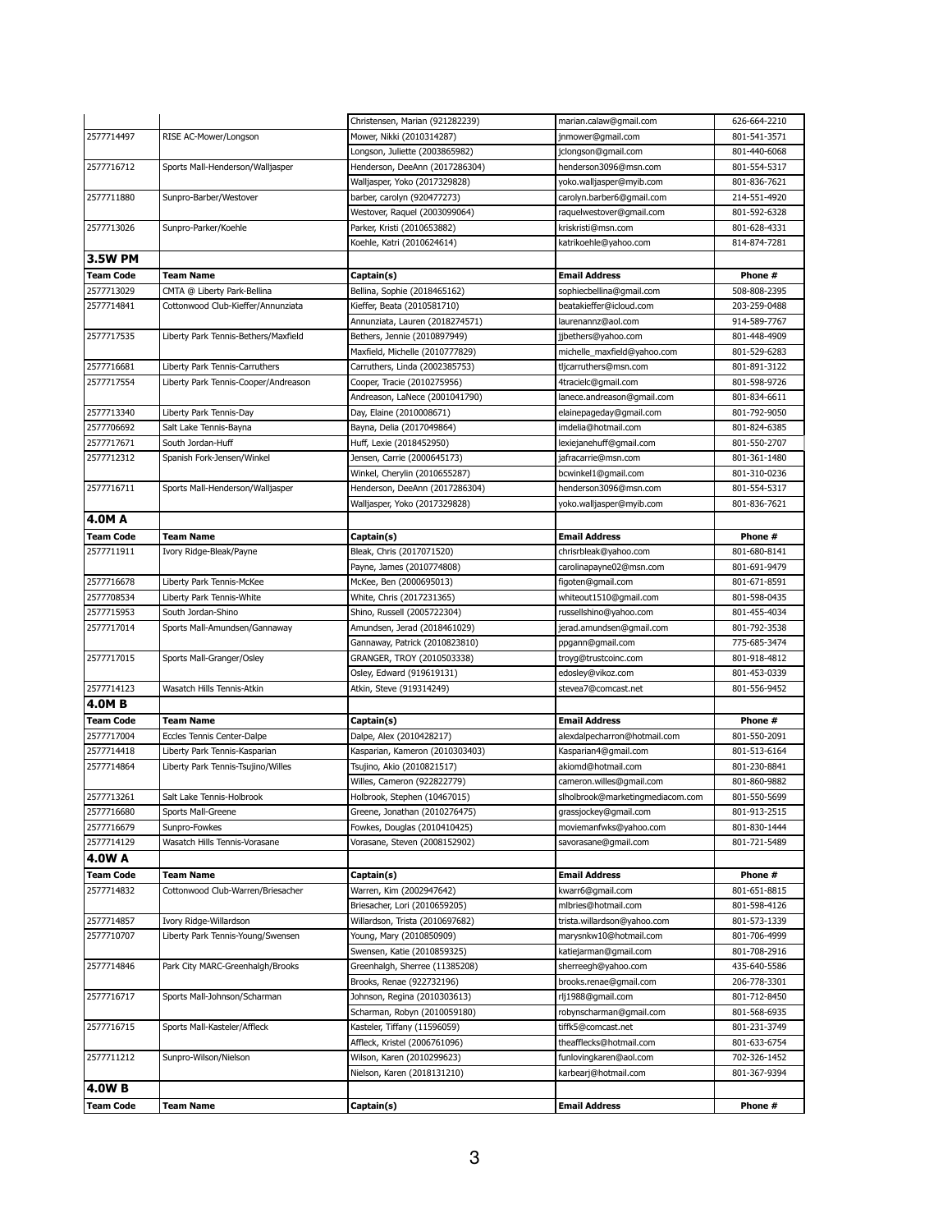| | | Christensen, Marian (921282239) | marian.calaw@gmail.com | 626-664-2210 |
|---|---|---|---|---|
| 2577714497 | RISE AC-Mower/Longson | Mower, Nikki (2010314287) | jnmower@gmail.com | 801-541-3571 |
| | | Longson, Juliette (2003865982) | jclongson@gmail.com | 801-440-6068 |
| 2577716712 | Sports Mall-Henderson/Walljasper | Henderson, DeeAnn (2017286304) | henderson3096@msn.com | 801-554-5317 |
| | | Walljasper, Yoko (2017329828) | yoko.walljasper@myib.com | 801-836-7621 |
| 2577711880 | Sunpro-Barber/Westover | barber, carolyn (920477273) | carolyn.barber6@gmail.com | 214-551-4920 |
| | | Westover, Raquel (2003099064) | raquelwestover@gmail.com | 801-592-6328 |
| 2577713026 | Sunpro-Parker/Koehle | Parker, Kristi (2010653882) | kriskristi@msn.com | 801-628-4331 |
| | | Koehle, Katri (2010624614) | katrikoehle@yahoo.com | 814-874-7281 |
| **3.5W PM** | | | | |
| **Team Code** | **Team Name** | **Captain(s)** | **Email Address** | **Phone #** |
| 2577713029 | CMTA @ Liberty Park-Bellina | Bellina, Sophie (2018465162) | sophiecbellina@gmail.com | 508-808-2395 |
| 2577714841 | Cottonwood Club-Kieffer/Annunziata | Kieffer, Beata (2010581710) | beatakieffer@icloud.com | 203-259-0488 |
| | | Annunziata, Lauren (2018274571) | laurenannz@aol.com | 914-589-7767 |
| 2577717535 | Liberty Park Tennis-Bethers/Maxfield | Bethers, Jennie (2010897949) | jjbethers@yahoo.com | 801-448-4909 |
| | | Maxfield, Michelle (2010777829) | michelle_maxfield@yahoo.com | 801-529-6283 |
| 2577716681 | Liberty Park Tennis-Carruthers | Carruthers, Linda (2002385753) | tljcarruthers@msn.com | 801-891-3122 |
| 2577717554 | Liberty Park Tennis-Cooper/Andreason | Cooper, Tracie (2010275956) | 4tracielc@gmail.com | 801-598-9726 |
| | | Andreason, LaNece (2001041790) | lanece.andreason@gmail.com | 801-834-6611 |
| 2577713340 | Liberty Park Tennis-Day | Day, Elaine (2010008671) | elainepageday@gmail.com | 801-792-9050 |
| 2577706692 | Salt Lake Tennis-Bayna | Bayna, Delia (2017049864) | imdelia@hotmail.com | 801-824-6385 |
| 2577717671 | South Jordan-Huff | Huff, Lexie (2018452950) | lexiejanehuff@gmail.com | 801-550-2707 |
| 2577712312 | Spanish Fork-Jensen/Winkel | Jensen, Carrie (2000645173) | jafracarrie@msn.com | 801-361-1480 |
| | | Winkel, Cherylin (2010655287) | bcwinkel1@gmail.com | 801-310-0236 |
| 2577716711 | Sports Mall-Henderson/Walljasper | Henderson, DeeAnn (2017286304) | henderson3096@msn.com | 801-554-5317 |
| | | Walljasper, Yoko (2017329828) | yoko.walljasper@myib.com | 801-836-7621 |
| **4.0M A** | | | | |
| **Team Code** | **Team Name** | **Captain(s)** | **Email Address** | **Phone #** |
| 2577711911 | Ivory Ridge-Bleak/Payne | Bleak, Chris (2017071520) | chrisrbleak@yahoo.com | 801-680-8141 |
| | | Payne, James (2010774808) | carolinapayne02@msn.com | 801-691-9479 |
| 2577716678 | Liberty Park Tennis-McKee | McKee, Ben (2000695013) | figoten@gmail.com | 801-671-8591 |
| 2577708534 | Liberty Park Tennis-White | White, Chris (2017231365) | whiteout1510@gmail.com | 801-598-0435 |
| 2577715953 | South Jordan-Shino | Shino, Russell (2005722304) | russellshino@yahoo.com | 801-455-4034 |
| 2577717014 | Sports Mall-Amundsen/Gannaway | Amundsen, Jerad (2018461029) | jerad.amundsen@gmail.com | 801-792-3538 |
| | | Gannaway, Patrick (2010823810) | ppgann@gmail.com | 775-685-3474 |
| 2577717015 | Sports Mall-Granger/Osley | GRANGER, TROY (2010503338) | troyg@trustcoinc.com | 801-918-4812 |
| | | Osley, Edward (919619131) | edosley@vikoz.com | 801-453-0339 |
| 2577714123 | Wasatch Hills Tennis-Atkin | Atkin, Steve (919314249) | stevea7@comcast.net | 801-556-9452 |
| **4.0M B** | | | | |
| **Team Code** | **Team Name** | **Captain(s)** | **Email Address** | **Phone #** |
| 2577717004 | Eccles Tennis Center-Dalpe | Dalpe, Alex (2010428217) | alexdalpecharron@hotmail.com | 801-550-2091 |
| 2577714418 | Liberty Park Tennis-Kasparian | Kasparian, Kameron (2010303403) | Kasparian4@gmail.com | 801-513-6164 |
| 2577714864 | Liberty Park Tennis-Tsujino/Willes | Tsujino, Akio (2010821517) | akiomd@hotmail.com | 801-230-8841 |
| | | Willes, Cameron (922822779) | cameron.willes@gmail.com | 801-860-9882 |
| 2577713261 | Salt Lake Tennis-Holbrook | Holbrook, Stephen (10467015) | slholbrook@marketingmediacom.com | 801-550-5699 |
| 2577716680 | Sports Mall-Greene | Greene, Jonathan (2010276475) | grassjockey@gmail.com | 801-913-2515 |
| 2577716679 | Sunpro-Fowkes | Fowkes, Douglas (2010410425) | moviemanfwks@yahoo.com | 801-830-1444 |
| 2577714129 | Wasatch Hills Tennis-Vorasane | Vorasane, Steven (2008152902) | savorasane@gmail.com | 801-721-5489 |
| **4.0W A** | | | | |
| **Team Code** | **Team Name** | **Captain(s)** | **Email Address** | **Phone #** |
| 2577714832 | Cottonwood Club-Warren/Briesacher | Warren, Kim (2002947642) | kwarr6@gmail.com | 801-651-8815 |
| | | Briesacher, Lori (2010659205) | mlbries@hotmail.com | 801-598-4126 |
| 2577714857 | Ivory Ridge-Willardson | Willardson, Trista (2010697682) | trista.willardson@yahoo.com | 801-573-1339 |
| 2577710707 | Liberty Park Tennis-Young/Swensen | Young, Mary (2010850909) | marysnkw10@hotmail.com | 801-706-4999 |
| | | Swensen, Katie (2010859325) | katiejarman@gmail.com | 801-708-2916 |
| 2577714846 | Park City MARC-Greenhalgh/Brooks | Greenhalgh, Sherree (11385208) | sherreegh@yahoo.com | 435-640-5586 |
| | | Brooks, Renae (922732196) | brooks.renae@gmail.com | 206-778-3301 |
| 2577716717 | Sports Mall-Johnson/Scharman | Johnson, Regina (2010303613) | rlj1988@gmail.com | 801-712-8450 |
| | | Scharman, Robyn (2010059180) | robynscharman@gmail.com | 801-568-6935 |
| 2577716715 | Sports Mall-Kasteler/Affleck | Kasteler, Tiffany (11596059) | tiffk5@comcast.net | 801-231-3749 |
| | | Affleck, Kristel (2006761096) | theafflecks@hotmail.com | 801-633-6754 |
| 2577711212 | Sunpro-Wilson/Nielson | Wilson, Karen (2010299623) | funlovingkaren@aol.com | 702-326-1452 |
| | | Nielson, Karen (2018131210) | karbearj@hotmail.com | 801-367-9394 |
| **4.0W B** | | | | |
| **Team Code** | **Team Name** | **Captain(s)** | **Email Address** | **Phone #** |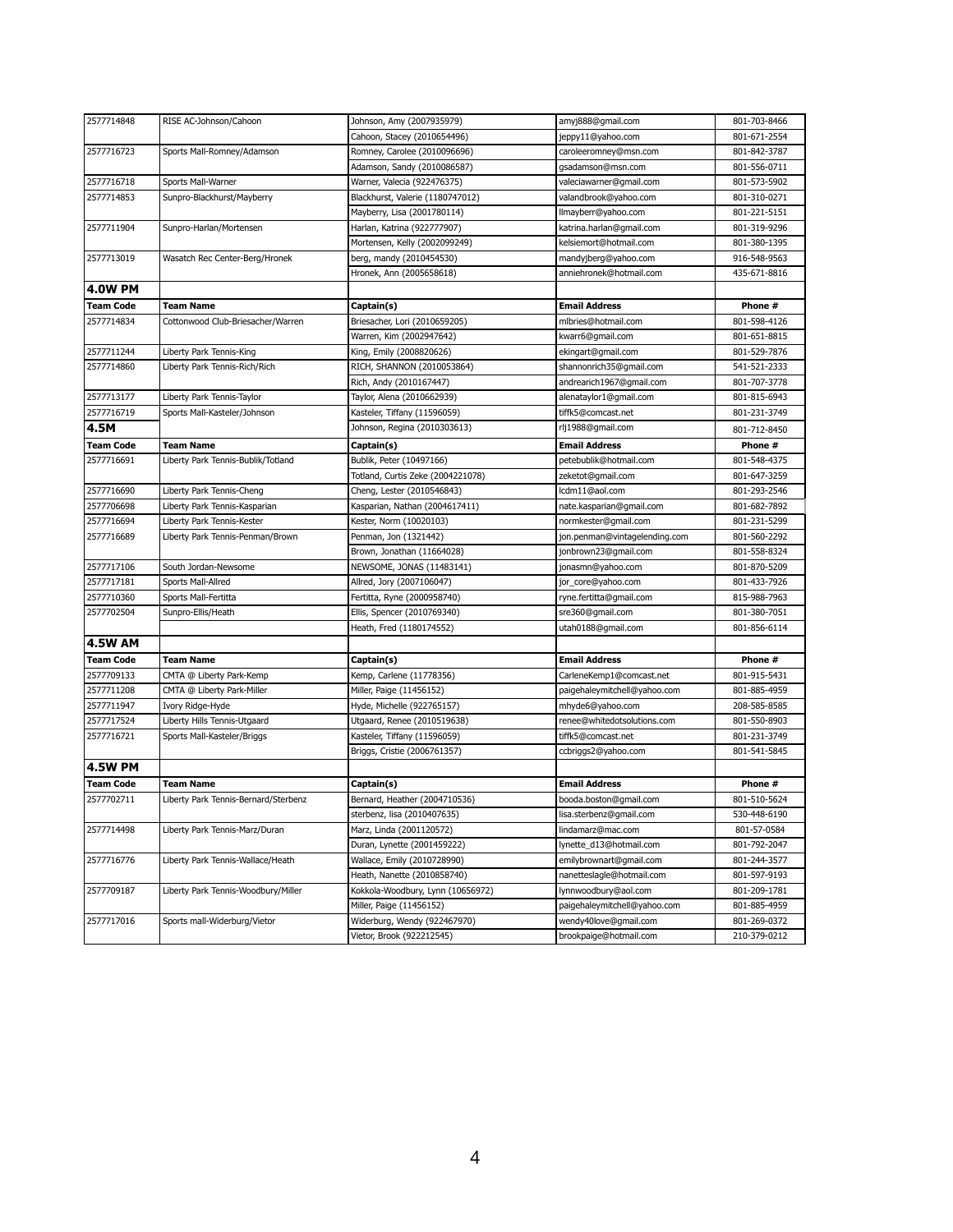| | | | | |
|---|---|---|---|---|
| 2577714848 | RISE AC-Johnson/Cahoon | Johnson, Amy (2007935979) | amyj888@gmail.com | 801-703-8466 |
| | | Cahoon, Stacey (2010654496) | jeppy11@yahoo.com | 801-671-2554 |
| 2577716723 | Sports Mall-Romney/Adamson | Romney, Carolee (2010096696) | caroleeromney@msn.com | 801-842-3787 |
| | | Adamson, Sandy (2010086587) | gsadamson@msn.com | 801-556-0711 |
| 2577716718 | Sports Mall-Warner | Warner, Valecia (922476375) | valeciawarner@gmail.com | 801-573-5902 |
| 2577714853 | Sunpro-Blackhurst/Mayberry | Blackhurst, Valerie (1180747012) | valandbrook@yahoo.com | 801-310-0271 |
| | | Mayberry, Lisa (2001780114) | llmayberr@yahoo.com | 801-221-5151 |
| 2577711904 | Sunpro-Harlan/Mortensen | Harlan, Katrina (922777907) | katrina.harlan@gmail.com | 801-319-9296 |
| | | Mortensen, Kelly (2002099249) | kelsiemort@hotmail.com | 801-380-1395 |
| 2577713019 | Wasatch Rec Center-Berg/Hronek | berg, mandy (2010454530) | mandyjberg@yahoo.com | 916-548-9563 |
| | | Hronek, Ann (2005658618) | anniehronek@hotmail.com | 435-671-8816 |
| **4.0W PM** | | | | |
| **Team Code** | **Team Name** | **Captain(s)** | **Email Address** | **Phone #** |
| 2577714834 | Cottonwood Club-Briesacher/Warren | Briesacher, Lori (2010659205) | mlbries@hotmail.com | 801-598-4126 |
| | | Warren, Kim (2002947642) | kwarr6@gmail.com | 801-651-8815 |
| 2577711244 | Liberty Park Tennis-King | King, Emily (2008820626) | ekingart@gmail.com | 801-529-7876 |
| 2577714860 | Liberty Park Tennis-Rich/Rich | RICH, SHANNON (2010053864) | shannonrich35@gmail.com | 541-521-2333 |
| | | Rich, Andy (2010167447) | andrearich1967@gmail.com | 801-707-3778 |
| 2577713177 | Liberty Park Tennis-Taylor | Taylor, Alena (2010662939) | alenataylor1@gmail.com | 801-815-6943 |
| 2577716719 | Sports Mall-Kasteler/Johnson | Kasteler, Tiffany (11596059) | tiffk5@comcast.net | 801-231-3749 |
| **4.5M** | | Johnson, Regina (2010303613) | rlj1988@gmail.com | 801-712-8450 |
| **Team Code** | **Team Name** | **Captain(s)** | **Email Address** | **Phone #** |
| 2577716691 | Liberty Park Tennis-Bublik/Totland | Bublik, Peter (10497166) | petebublik@hotmail.com | 801-548-4375 |
| | | Totland, Curtis Zeke (2004221078) | zeketot@gmail.com | 801-647-3259 |
| 2577716690 | Liberty Park Tennis-Cheng | Cheng, Lester (2010546843) | lcdm11@aol.com | 801-293-2546 |
| 2577706698 | Liberty Park Tennis-Kasparian | Kasparian, Nathan (2004617411) | nate.kasparian@gmail.com | 801-682-7892 |
| 2577716694 | Liberty Park Tennis-Kester | Kester, Norm (10020103) | normkester@gmail.com | 801-231-5299 |
| 2577716689 | Liberty Park Tennis-Penman/Brown | Penman, Jon (1321442) | jon.penman@vintagelending.com | 801-560-2292 |
| | | Brown, Jonathan (11664028) | jonbrown23@gmail.com | 801-558-8324 |
| 2577717106 | South Jordan-Newsome | NEWSOME, JONAS (11483141) | jonasmn@yahoo.com | 801-870-5209 |
| 2577717181 | Sports Mall-Allred | Allred, Jory (2007106047) | jor_core@yahoo.com | 801-433-7926 |
| 2577710360 | Sports Mall-Fertitta | Fertitta, Ryne (2000958740) | ryne.fertitta@gmail.com | 815-988-7963 |
| 2577702504 | Sunpro-Ellis/Heath | Ellis, Spencer (2010769340) | sre360@gmail.com | 801-380-7051 |
| | | Heath, Fred (1180174552) | utah0188@gmail.com | 801-856-6114 |
| **4.5W AM** | | | | |
| **Team Code** | **Team Name** | **Captain(s)** | **Email Address** | **Phone #** |
| 2577709133 | CMTA @ Liberty Park-Kemp | Kemp, Carlene (11778356) | CarleneKemp1@comcast.net | 801-915-5431 |
| 2577711208 | CMTA @ Liberty Park-Miller | Miller, Paige (11456152) | paigehaleymitchell@yahoo.com | 801-885-4959 |
| 2577711947 | Ivory Ridge-Hyde | Hyde, Michelle (922765157) | mhyde6@yahoo.com | 208-585-8585 |
| 2577717524 | Liberty Hills Tennis-Utgaard | Utgaard, Renee (2010519638) | renee@whitedotsolutions.com | 801-550-8903 |
| 2577716721 | Sports Mall-Kasteler/Briggs | Kasteler, Tiffany (11596059) | tiffk5@comcast.net | 801-231-3749 |
| | | Briggs, Cristie (2006761357) | ccbriggs2@yahoo.com | 801-541-5845 |
| **4.5W PM** | | | | |
| **Team Code** | **Team Name** | **Captain(s)** | **Email Address** | **Phone #** |
| 2577702711 | Liberty Park Tennis-Bernard/Sterbenz | Bernard, Heather (2004710536) | booda.boston@gmail.com | 801-510-5624 |
| | | sterbenz, lisa (2010407635) | lisa.sterbenz@gmail.com | 530-448-6190 |
| 2577714498 | Liberty Park Tennis-Marz/Duran | Marz, Linda (2001120572) | lindamarz@mac.com | 801-57-0584 |
| | | Duran, Lynette (2001459222) | lynette_d13@hotmail.com | 801-792-2047 |
| 2577716776 | Liberty Park Tennis-Wallace/Heath | Wallace, Emily (2010728990) | emilybrownart@gmail.com | 801-244-3577 |
| | | Heath, Nanette (2010858740) | nanetteslagle@hotmail.com | 801-597-9193 |
| 2577709187 | Liberty Park Tennis-Woodbury/Miller | Kokkola-Woodbury, Lynn (10656972) | lynnwoodbury@aol.com | 801-209-1781 |
| | | Miller, Paige (11456152) | paigehaleymitchell@yahoo.com | 801-885-4959 |
| 2577717016 | Sports mall-Widerburg/Vietor | Widerburg, Wendy (922467970) | wendy40love@gmail.com | 801-269-0372 |
| | | Vietor, Brook (922212545) | brookpaige@hotmail.com | 210-379-0212 |